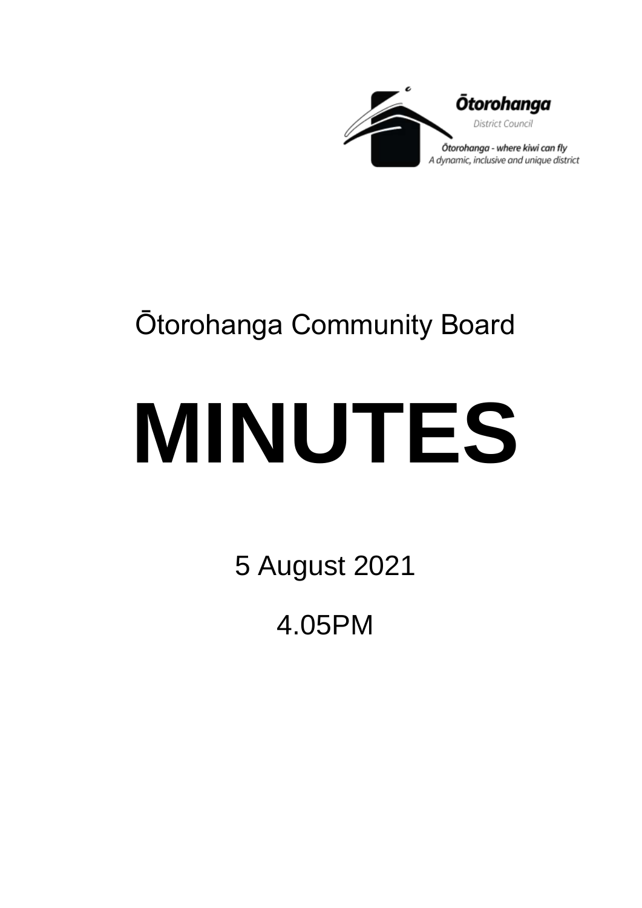Ōtorohanga District Council

Ōtorohanga - where kiwi can fly
A dynamic, inclusive and unique district

Ōtorohanga Community Board

# MINUTES

5 August 2021

4.05PM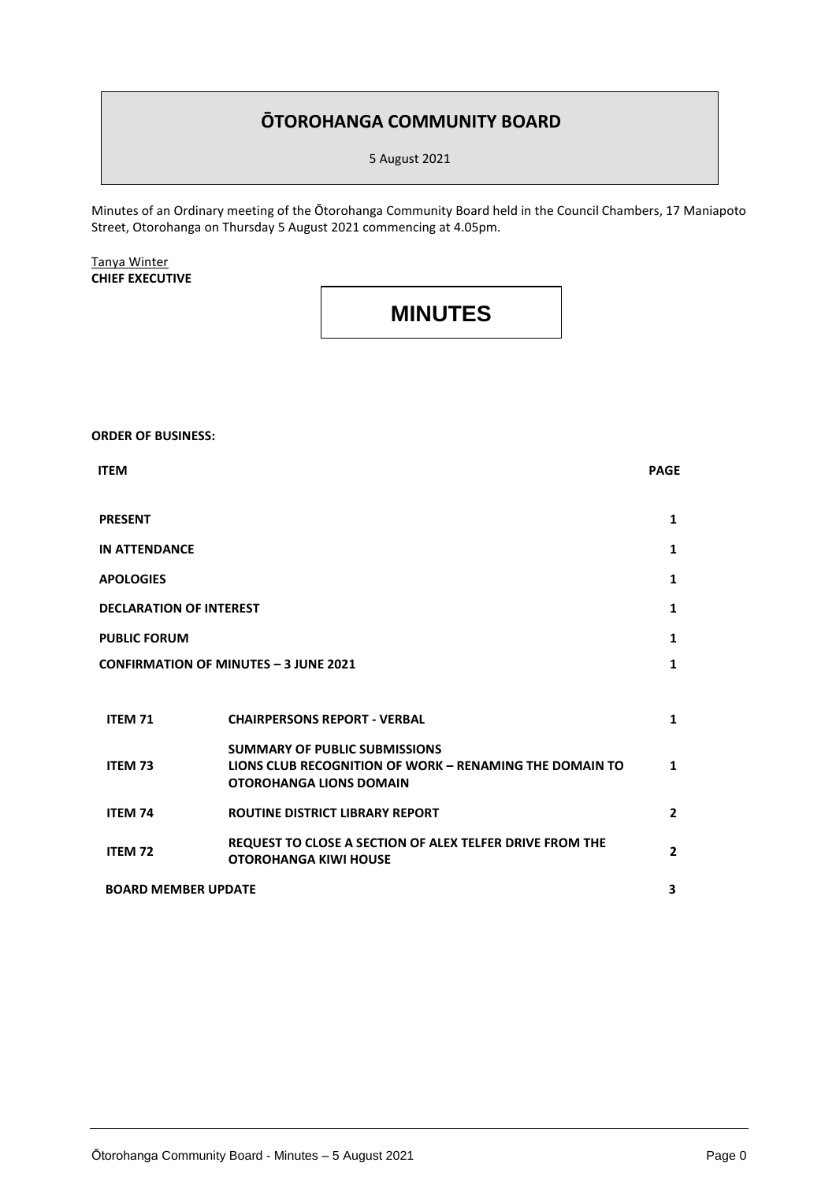# ŌTOROHANGA COMMUNITY BOARD

5 August 2021

Minutes of an Ordinary meeting of the Ōtorohanga Community Board held in the Council Chambers, 17 Maniapoto Street, Otorohanga on Thursday 5 August 2021 commencing at 4.05pm.

Tanya Winter
**CHIEF EXECUTIVE**

# MINUTES

**ORDER OF BUSINESS:**

| ITEM | | PAGE |
|---|---|---|
| **PRESENT** | | **1** |
| **IN ATTENDANCE** | | **1** |
| **APOLOGIES** | | **1** |
| **DECLARATION OF INTEREST** | | **1** |
| **PUBLIC FORUM** | | **1** |
| **CONFIRMATION OF MINUTES – 3 JUNE 2021** | | **1** |
| **ITEM 71** | **CHAIRPERSONS REPORT - VERBAL** | **1** |
| **ITEM 73** | **SUMMARY OF PUBLIC SUBMISSIONS LIONS CLUB RECOGNITION OF WORK – RENAMING THE DOMAIN TO OTOROHANGA LIONS DOMAIN** | **1** |
| **ITEM 74** | **ROUTINE DISTRICT LIBRARY REPORT** | **2** |
| **ITEM 72** | **REQUEST TO CLOSE A SECTION OF ALEX TELFER DRIVE FROM THE OTOROHANGA KIWI HOUSE** | **2** |
| **BOARD MEMBER UPDATE** | | **3** |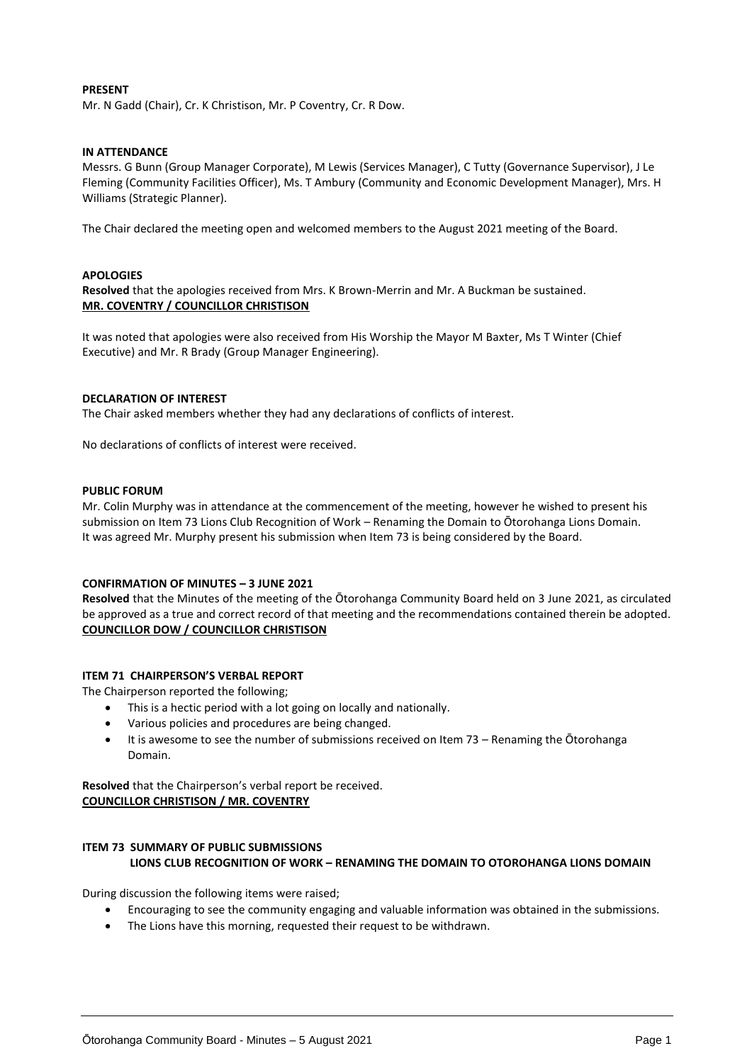**PRESENT**
Mr. N Gadd (Chair), Cr. K Christison, Mr. P Coventry, Cr. R Dow.

**IN ATTENDANCE**
Messrs. G Bunn (Group Manager Corporate), M Lewis (Services Manager), C Tutty (Governance Supervisor), J Le Fleming (Community Facilities Officer), Ms. T Ambury (Community and Economic Development Manager), Mrs. H Williams (Strategic Planner).

The Chair declared the meeting open and welcomed members to the August 2021 meeting of the Board.

**APOLOGIES**
**Resolved** that the apologies received from Mrs. K Brown-Merrin and Mr. A Buckman be sustained.
**MR. COVENTRY / COUNCILLOR CHRISTISON**

It was noted that apologies were also received from His Worship the Mayor M Baxter, Ms T Winter (Chief Executive) and Mr. R Brady (Group Manager Engineering).

**DECLARATION OF INTEREST**
The Chair asked members whether they had any declarations of conflicts of interest.

No declarations of conflicts of interest were received.

**PUBLIC FORUM**
Mr. Colin Murphy was in attendance at the commencement of the meeting, however he wished to present his submission on Item 73 Lions Club Recognition of Work – Renaming the Domain to Ōtorohanga Lions Domain. It was agreed Mr. Murphy present his submission when Item 73 is being considered by the Board.

**CONFIRMATION OF MINUTES – 3 JUNE 2021**
**Resolved** that the Minutes of the meeting of the Ōtorohanga Community Board held on 3 June 2021, as circulated be approved as a true and correct record of that meeting and the recommendations contained therein be adopted.
**COUNCILLOR DOW / COUNCILLOR CHRISTISON**

**ITEM 71 CHAIRPERSON'S VERBAL REPORT**
The Chairperson reported the following;

- This is a hectic period with a lot going on locally and nationally.
- Various policies and procedures are being changed.
- It is awesome to see the number of submissions received on Item 73 – Renaming the Ōtorohanga Domain.

**Resolved** that the Chairperson's verbal report be received.
**COUNCILLOR CHRISTISON / MR. COVENTRY**

**ITEM 73 SUMMARY OF PUBLIC SUBMISSIONS**
**LIONS CLUB RECOGNITION OF WORK – RENAMING THE DOMAIN TO OTOROHANGA LIONS DOMAIN**

During discussion the following items were raised;

- Encouraging to see the community engaging and valuable information was obtained in the submissions.
- The Lions have this morning, requested their request to be withdrawn.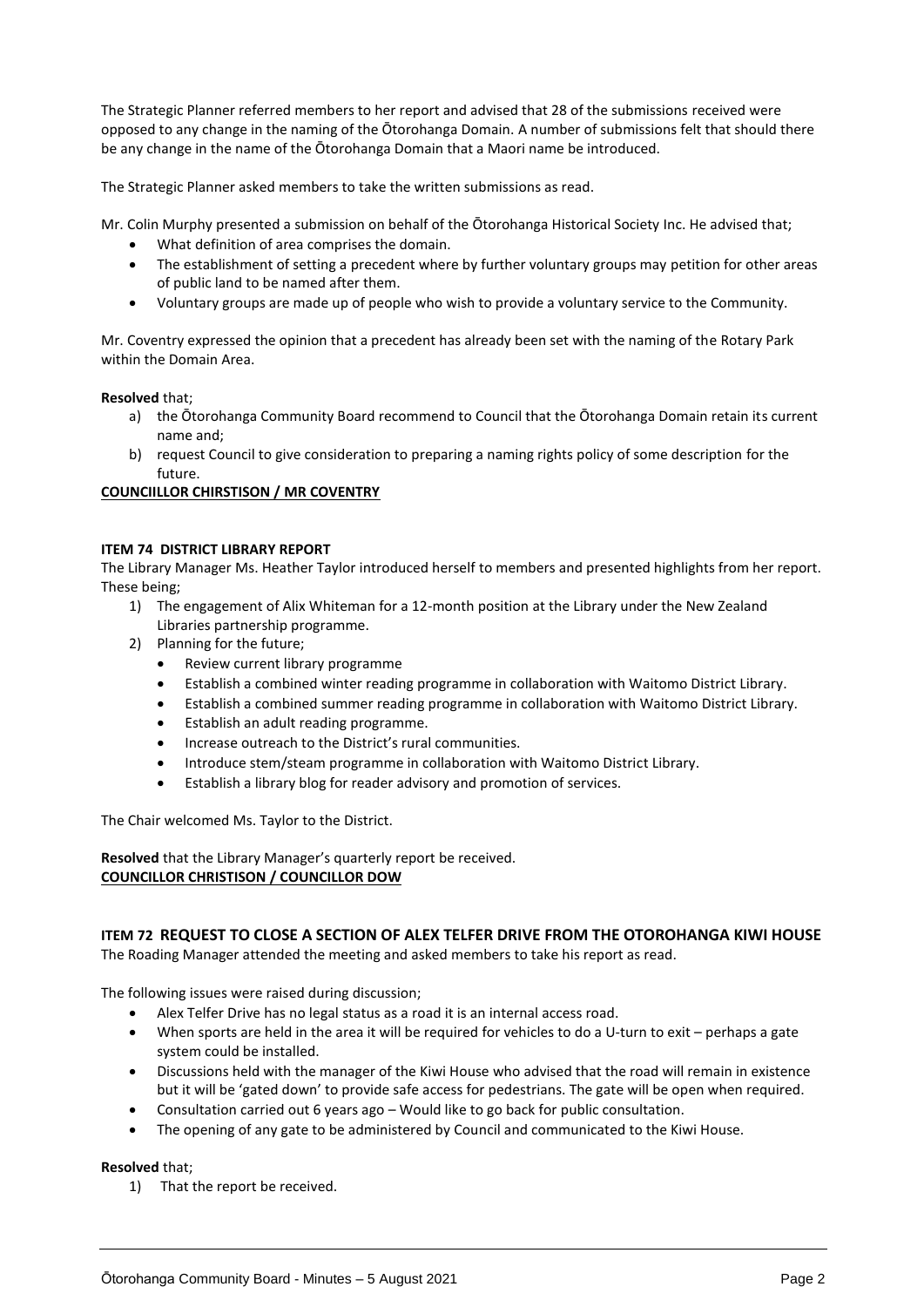The Strategic Planner referred members to her report and advised that 28 of the submissions received were opposed to any change in the naming of the Ōtorohanga Domain. A number of submissions felt that should there be any change in the name of the Ōtorohanga Domain that a Maori name be introduced.

The Strategic Planner asked members to take the written submissions as read.

Mr. Colin Murphy presented a submission on behalf of the Ōtorohanga Historical Society Inc. He advised that;

- What definition of area comprises the domain.
- The establishment of setting a precedent where by further voluntary groups may petition for other areas of public land to be named after them.
- Voluntary groups are made up of people who wish to provide a voluntary service to the Community.

Mr. Coventry expressed the opinion that a precedent has already been set with the naming of the Rotary Park within the Domain Area.

**Resolved** that;

a) the Ōtorohanga Community Board recommend to Council that the Ōtorohanga Domain retain its current name and;
b) request Council to give consideration to preparing a naming rights policy of some description for the future.

**COUNCIILLOR CHIRSTISON / MR COVENTRY**

**ITEM 74 DISTRICT LIBRARY REPORT**

The Library Manager Ms. Heather Taylor introduced herself to members and presented highlights from her report. These being;

1) The engagement of Alix Whiteman for a 12-month position at the Library under the New Zealand Libraries partnership programme.
2) Planning for the future;
   - Review current library programme
   - Establish a combined winter reading programme in collaboration with Waitomo District Library.
   - Establish a combined summer reading programme in collaboration with Waitomo District Library.
   - Establish an adult reading programme.
   - Increase outreach to the District's rural communities.
   - Introduce stem/steam programme in collaboration with Waitomo District Library.
   - Establish a library blog for reader advisory and promotion of services.

The Chair welcomed Ms. Taylor to the District.

**Resolved** that the Library Manager's quarterly report be received.

**COUNCILLOR CHRISTISON / COUNCILLOR DOW**

**ITEM 72 REQUEST TO CLOSE A SECTION OF ALEX TELFER DRIVE FROM THE OTOROHANGA KIWI HOUSE**

The Roading Manager attended the meeting and asked members to take his report as read.

The following issues were raised during discussion;

- Alex Telfer Drive has no legal status as a road it is an internal access road.
- When sports are held in the area it will be required for vehicles to do a U-turn to exit – perhaps a gate system could be installed.
- Discussions held with the manager of the Kiwi House who advised that the road will remain in existence but it will be 'gated down' to provide safe access for pedestrians. The gate will be open when required.
- Consultation carried out 6 years ago – Would like to go back for public consultation.
- The opening of any gate to be administered by Council and communicated to the Kiwi House.

**Resolved** that;

1) That the report be received.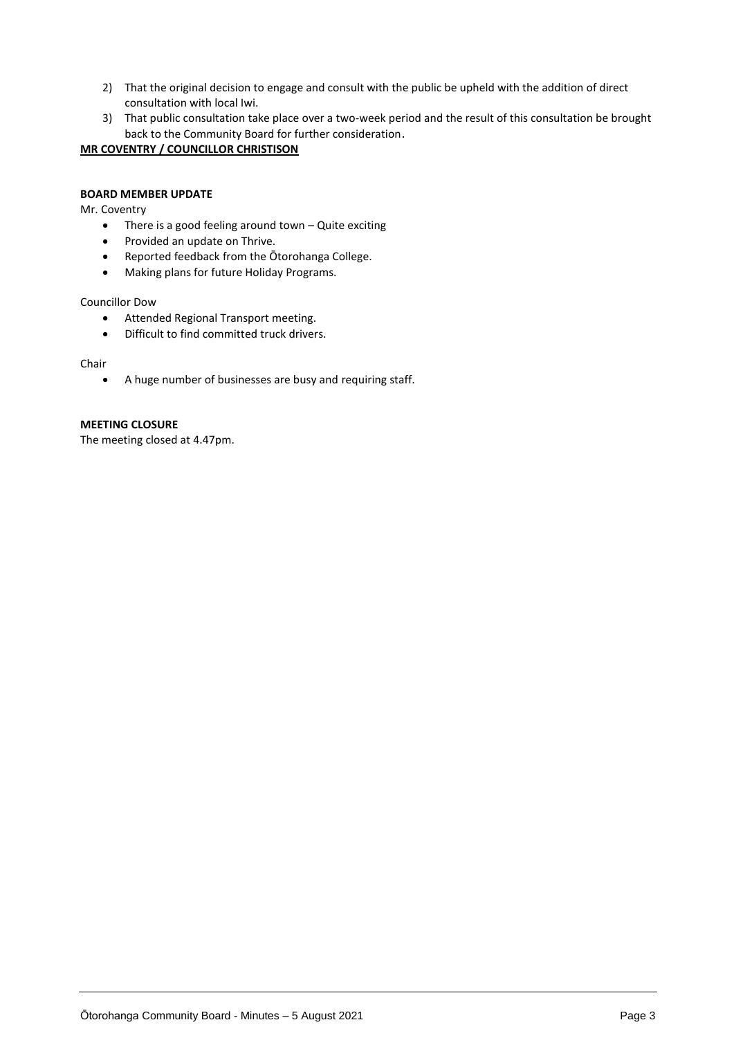2) That the original decision to engage and consult with the public be upheld with the addition of direct consultation with local Iwi.
3) That public consultation take place over a two-week period and the result of this consultation be brought back to the Community Board for further consideration.

**MR COVENTRY / COUNCILLOR CHRISTISON**

**BOARD MEMBER UPDATE**

Mr. Coventry

- There is a good feeling around town – Quite exciting
- Provided an update on Thrive.
- Reported feedback from the Ōtorohanga College.
- Making plans for future Holiday Programs.

Councillor Dow

- Attended Regional Transport meeting.
- Difficult to find committed truck drivers.

Chair

- A huge number of businesses are busy and requiring staff.

**MEETING CLOSURE**

The meeting closed at 4.47pm.